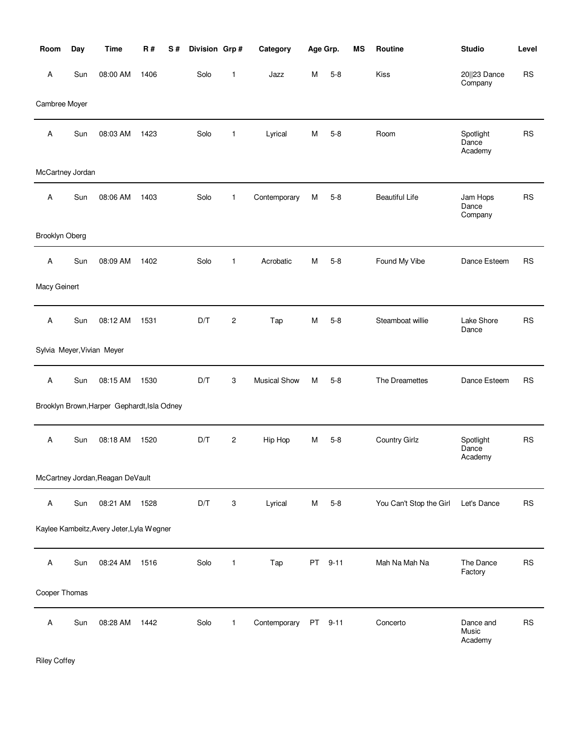| Room | Day | Time | R # | S # | Division | Grp # | Category | Age Grp. | | MS | Routine | Studio | Level |
|---|---|---|---|---|---|---|---|---|---|---|---|---|---|
| A | Sun | 08:00 AM | 1406 | | Solo | 1 | Jazz | M | 5-8 | | Kiss | 20\|\|23 Dance Company | RS |
| Cambree Moyer | | | | | | | | | | | | | |
| A | Sun | 08:03 AM | 1423 | | Solo | 1 | Lyrical | M | 5-8 | | Room | Spotlight Dance Academy | RS |
| McCartney Jordan | | | | | | | | | | | | | |
| A | Sun | 08:06 AM | 1403 | | Solo | 1 | Contemporary | M | 5-8 | | Beautiful Life | Jam Hops Dance Company | RS |
| Brooklyn Oberg | | | | | | | | | | | | | |
| A | Sun | 08:09 AM | 1402 | | Solo | 1 | Acrobatic | M | 5-8 | | Found My Vibe | Dance Esteem | RS |
| Macy Geinert | | | | | | | | | | | | | |
| A | Sun | 08:12 AM | 1531 | | D/T | 2 | Tap | M | 5-8 | | Steamboat willie | Lake Shore Dance | RS |
| Sylvia Meyer,Vivian Meyer | | | | | | | | | | | | | |
| A | Sun | 08:15 AM | 1530 | | D/T | 3 | Musical Show | M | 5-8 | | The Dreamettes | Dance Esteem | RS |
| Brooklyn Brown,Harper Gephardt,Isla Odney | | | | | | | | | | | | | |
| A | Sun | 08:18 AM | 1520 | | D/T | 2 | Hip Hop | M | 5-8 | | Country Girlz | Spotlight Dance Academy | RS |
| McCartney Jordan,Reagan DeVault | | | | | | | | | | | | | |
| A | Sun | 08:21 AM | 1528 | | D/T | 3 | Lyrical | M | 5-8 | | You Can't Stop the Girl | Let's Dance | RS |
| Kaylee Kambeitz,Avery Jeter,Lyla Wegner | | | | | | | | | | | | | |
| A | Sun | 08:24 AM | 1516 | | Solo | 1 | Tap | PT | 9-11 | | Mah Na Mah Na | The Dance Factory | RS |
| Cooper Thomas | | | | | | | | | | | | | |
| A | Sun | 08:28 AM | 1442 | | Solo | 1 | Contemporary | PT | 9-11 | | Concerto | Dance and Music Academy | RS |
| Riley Coffey | | | | | | | | | | | | | |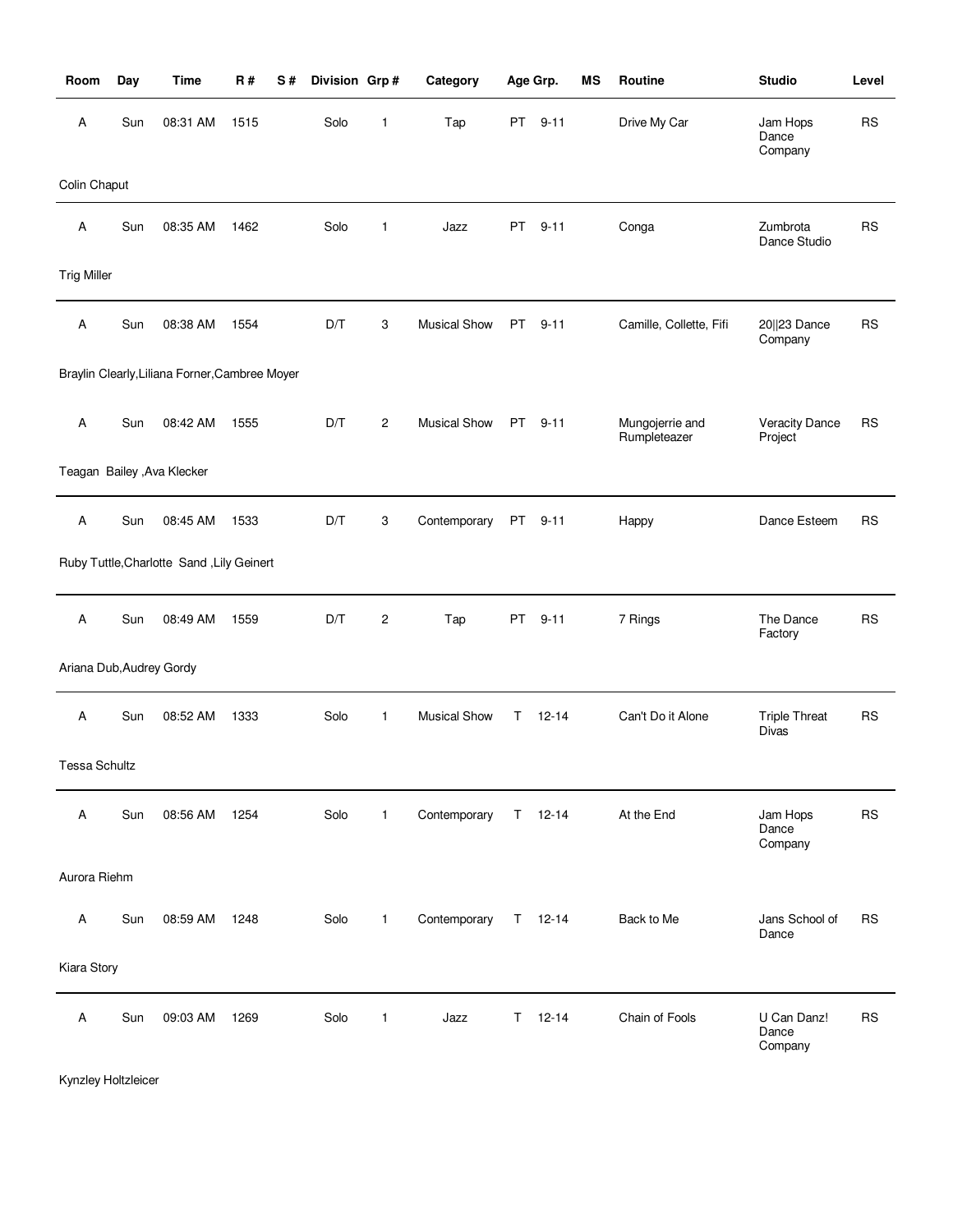| Room | Day | Time | R # | S # | Division | Grp # | Category | Age Grp. | MS | Routine | Studio | Level |
|---|---|---|---|---|---|---|---|---|---|---|---|---|
| A | Sun | 08:31 AM | 1515 | | Solo | 1 | Tap | PT 9-11 | | Drive My Car | Jam Hops Dance Company | RS |
| Colin Chaput | | | | | | | | | | | | |
| A | Sun | 08:35 AM | 1462 | | Solo | 1 | Jazz | PT 9-11 | | Conga | Zumbrota Dance Studio | RS |
| Trig Miller | | | | | | | | | | | | |
| A | Sun | 08:38 AM | 1554 | | D/T | 3 | Musical Show | PT 9-11 | | Camille, Collette, Fifi | 20\|\|23 Dance Company | RS |
| Braylin Clearly,Liliana Forner,Cambree Moyer | | | | | | | | | | | | |
| A | Sun | 08:42 AM | 1555 | | D/T | 2 | Musical Show | PT 9-11 | | Mungojerrie and Rumpleteazer | Veracity Dance Project | RS |
| Teagan Bailey ,Ava Klecker | | | | | | | | | | | | |
| A | Sun | 08:45 AM | 1533 | | D/T | 3 | Contemporary | PT 9-11 | | Happy | Dance Esteem | RS |
| Ruby Tuttle,Charlotte Sand ,Lily Geinert | | | | | | | | | | | | |
| A | Sun | 08:49 AM | 1559 | | D/T | 2 | Tap | PT 9-11 | | 7 Rings | The Dance Factory | RS |
| Ariana Dub,Audrey Gordy | | | | | | | | | | | | |
| A | Sun | 08:52 AM | 1333 | | Solo | 1 | Musical Show | T 12-14 | | Can't Do it Alone | Triple Threat Divas | RS |
| Tessa Schultz | | | | | | | | | | | | |
| A | Sun | 08:56 AM | 1254 | | Solo | 1 | Contemporary | T 12-14 | | At the End | Jam Hops Dance Company | RS |
| Aurora Riehm | | | | | | | | | | | | |
| A | Sun | 08:59 AM | 1248 | | Solo | 1 | Contemporary | T 12-14 | | Back to Me | Jans School of Dance | RS |
| Kiara Story | | | | | | | | | | | | |
| A | Sun | 09:03 AM | 1269 | | Solo | 1 | Jazz | T 12-14 | | Chain of Fools | U Can Danz! Dance Company | RS |
| Kynzley Holtzleicer | | | | | | | | | | | | |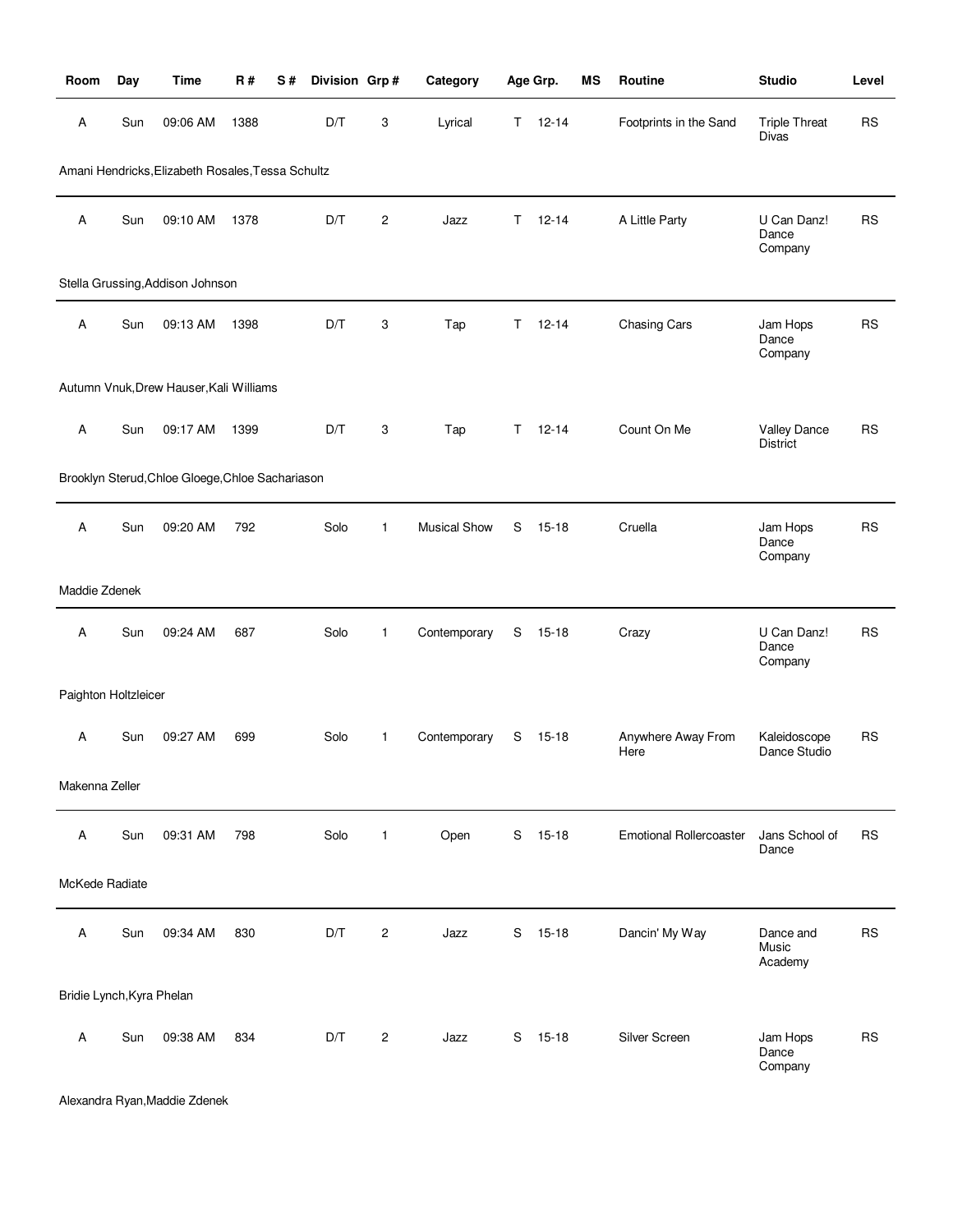| Room | Day | Time | R # | S # | Division | Grp # | Category | Age Grp. | | MS | Routine | Studio | Level |
|---|---|---|---|---|---|---|---|---|---|---|---|---|---|
| A | Sun | 09:06 AM | 1388 | | D/T | 3 | Lyrical | T | 12-14 | | Footprints in the Sand | Triple Threat Divas | RS |
| Amani Hendricks,Elizabeth Rosales,Tessa Schultz | | | | | | | | | | | | | |
| A | Sun | 09:10 AM | 1378 | | D/T | 2 | Jazz | T | 12-14 | | A Little Party | U Can Danz! Dance Company | RS |
| Stella Grussing,Addison Johnson | | | | | | | | | | | | | |
| A | Sun | 09:13 AM | 1398 | | D/T | 3 | Tap | T | 12-14 | | Chasing Cars | Jam Hops Dance Company | RS |
| Autumn Vnuk,Drew Hauser,Kali Williams | | | | | | | | | | | | | |
| A | Sun | 09:17 AM | 1399 | | D/T | 3 | Tap | T | 12-14 | | Count On Me | Valley Dance District | RS |
| Brooklyn Sterud,Chloe Gloege,Chloe Sachariason | | | | | | | | | | | | | |
| A | Sun | 09:20 AM | 792 | | Solo | 1 | Musical Show | S | 15-18 | | Cruella | Jam Hops Dance Company | RS |
| Maddie Zdenek | | | | | | | | | | | | | |
| A | Sun | 09:24 AM | 687 | | Solo | 1 | Contemporary | S | 15-18 | | Crazy | U Can Danz! Dance Company | RS |
| Paighton Holtzleicer | | | | | | | | | | | | | |
| A | Sun | 09:27 AM | 699 | | Solo | 1 | Contemporary | S | 15-18 | | Anywhere Away From Here | Kaleidoscope Dance Studio | RS |
| Makenna Zeller | | | | | | | | | | | | | |
| A | Sun | 09:31 AM | 798 | | Solo | 1 | Open | S | 15-18 | | Emotional Rollercoaster | Jans School of Dance | RS |
| McKede Radiate | | | | | | | | | | | | | |
| A | Sun | 09:34 AM | 830 | | D/T | 2 | Jazz | S | 15-18 | | Dancin' My Way | Dance and Music Academy | RS |
| Bridie Lynch,Kyra Phelan | | | | | | | | | | | | | |
| A | Sun | 09:38 AM | 834 | | D/T | 2 | Jazz | S | 15-18 | | Silver Screen | Jam Hops Dance Company | RS |
| Alexandra Ryan,Maddie Zdenek | | | | | | | | | | | | | |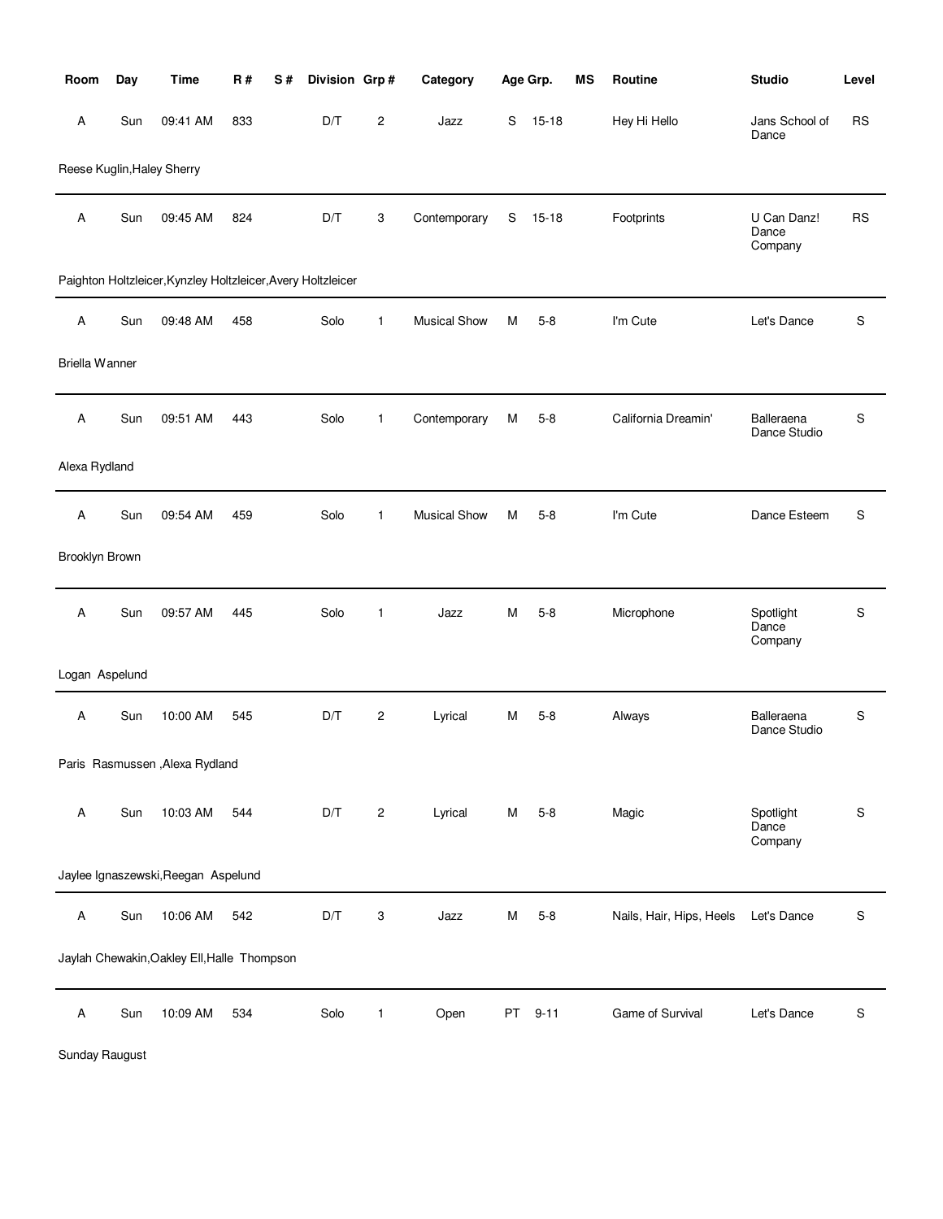| Room | Day | Time | R # | S # | Division | Grp # | Category | Age Grp. | | MS | Routine | Studio | Level |
|---|---|---|---|---|---|---|---|---|---|---|---|---|---|
| A | Sun | 09:41 AM | 833 | | D/T | 2 | Jazz | S | 15-18 | | Hey Hi Hello | Jans School of Dance | RS |
| Reese Kuglin,Haley Sherry | | | | | | | | | | | | | |
| A | Sun | 09:45 AM | 824 | | D/T | 3 | Contemporary | S | 15-18 | | Footprints | U Can Danz! Dance Company | RS |
| Paighton Holtzleicer,Kynzley Holtzleicer,Avery Holtzleicer | | | | | | | | | | | | | |
| A | Sun | 09:48 AM | 458 | | Solo | 1 | Musical Show | M | 5-8 | | I'm Cute | Let's Dance | S |
| Briella Wanner | | | | | | | | | | | | | |
| A | Sun | 09:51 AM | 443 | | Solo | 1 | Contemporary | M | 5-8 | | California Dreamin' | Balleraena Dance Studio | S |
| Alexa Rydland | | | | | | | | | | | | | |
| A | Sun | 09:54 AM | 459 | | Solo | 1 | Musical Show | M | 5-8 | | I'm Cute | Dance Esteem | S |
| Brooklyn Brown | | | | | | | | | | | | | |
| A | Sun | 09:57 AM | 445 | | Solo | 1 | Jazz | M | 5-8 | | Microphone | Spotlight Dance Company | S |
| Logan Aspelund | | | | | | | | | | | | | |
| A | Sun | 10:00 AM | 545 | | D/T | 2 | Lyrical | M | 5-8 | | Always | Balleraena Dance Studio | S |
| Paris Rasmussen ,Alexa Rydland | | | | | | | | | | | | | |
| A | Sun | 10:03 AM | 544 | | D/T | 2 | Lyrical | M | 5-8 | | Magic | Spotlight Dance Company | S |
| Jaylee Ignaszewski,Reegan Aspelund | | | | | | | | | | | | | |
| A | Sun | 10:06 AM | 542 | | D/T | 3 | Jazz | M | 5-8 | | Nails, Hair, Hips, Heels | Let's Dance | S |
| Jaylah Chewakin,Oakley Ell,Halle Thompson | | | | | | | | | | | | | |
| A | Sun | 10:09 AM | 534 | | Solo | 1 | Open | PT | 9-11 | | Game of Survival | Let's Dance | S |
| Sunday Raugust | | | | | | | | | | | | | |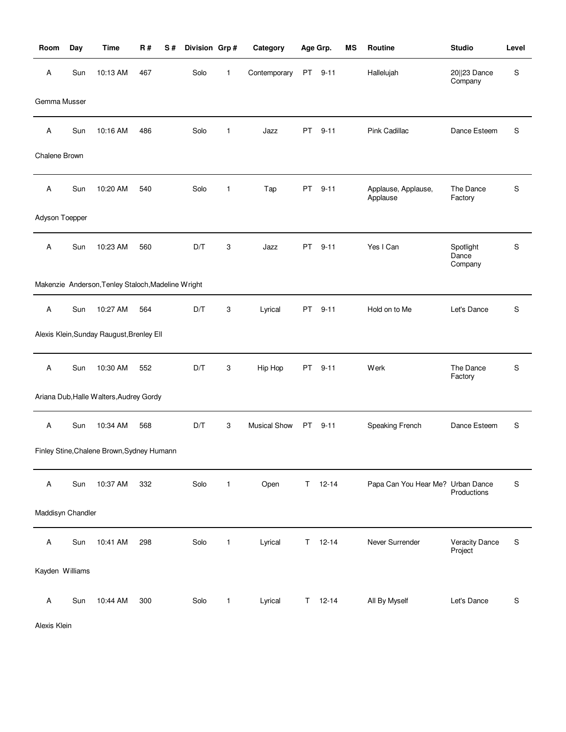| Room | Day | Time | R # | S # | Division | Grp # | Category | Age Grp. | | MS | Routine | Studio | Level |
|---|---|---|---|---|---|---|---|---|---|---|---|---|---|
| A | Sun | 10:13 AM | 467 | | Solo | 1 | Contemporary | PT | 9-11 | | Hallelujah | 20\|\|23 Dance Company | S |
| Gemma Musser | | | | | | | | | | | | | |
| A | Sun | 10:16 AM | 486 | | Solo | 1 | Jazz | PT | 9-11 | | Pink Cadillac | Dance Esteem | S |
| Chalene Brown | | | | | | | | | | | | | |
| A | Sun | 10:20 AM | 540 | | Solo | 1 | Tap | PT | 9-11 | | Applause, Applause, Applause | The Dance Factory | S |
| Adyson Toepper | | | | | | | | | | | | | |
| A | Sun | 10:23 AM | 560 | | D/T | 3 | Jazz | PT | 9-11 | | Yes I Can | Spotlight Dance Company | S |
| Makenzie Anderson,Tenley Staloch,Madeline Wright | | | | | | | | | | | | | |
| A | Sun | 10:27 AM | 564 | | D/T | 3 | Lyrical | PT | 9-11 | | Hold on to Me | Let's Dance | S |
| Alexis Klein,Sunday Raugust,Brenley Ell | | | | | | | | | | | | | |
| A | Sun | 10:30 AM | 552 | | D/T | 3 | Hip Hop | PT | 9-11 | | Werk | The Dance Factory | S |
| Ariana Dub,Halle Walters,Audrey Gordy | | | | | | | | | | | | | |
| A | Sun | 10:34 AM | 568 | | D/T | 3 | Musical Show | PT | 9-11 | | Speaking French | Dance Esteem | S |
| Finley Stine,Chalene Brown,Sydney Humann | | | | | | | | | | | | | |
| A | Sun | 10:37 AM | 332 | | Solo | 1 | Open | T | 12-14 | | Papa Can You Hear Me? | Urban Dance Productions | S |
| Maddisyn Chandler | | | | | | | | | | | | | |
| A | Sun | 10:41 AM | 298 | | Solo | 1 | Lyrical | T | 12-14 | | Never Surrender | Veracity Dance Project | S |
| Kayden Williams | | | | | | | | | | | | | |
| A | Sun | 10:44 AM | 300 | | Solo | 1 | Lyrical | T | 12-14 | | All By Myself | Let's Dance | S |
| Alexis Klein | | | | | | | | | | | | | |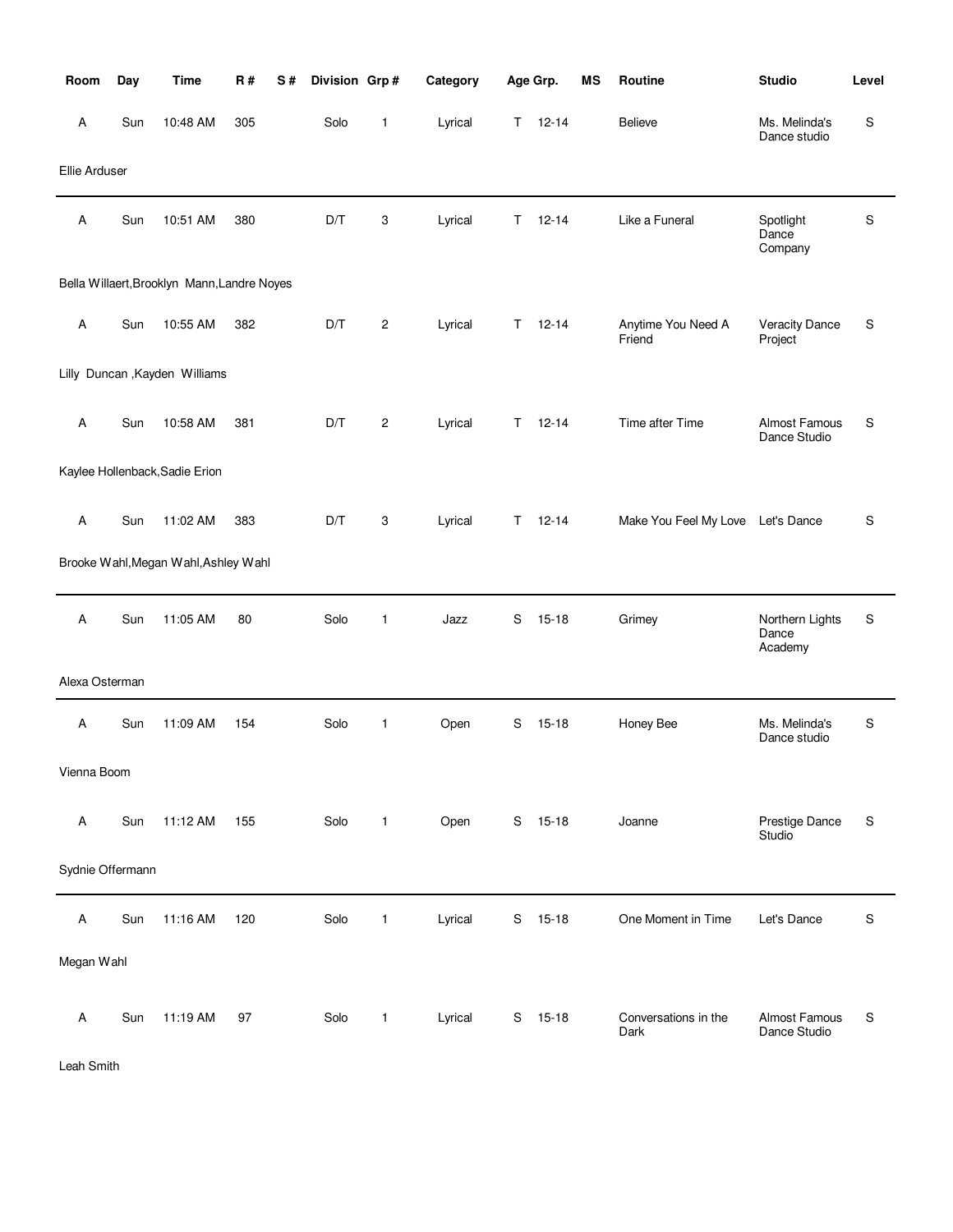| Room | Day | Time | R # | S # | Division | Grp # | Category | Age Grp. | | MS | Routine | Studio | Level |
|---|---|---|---|---|---|---|---|---|---|---|---|---|---|
| A | Sun | 10:48 AM | 305 | | Solo | 1 | Lyrical | T | 12-14 | | Believe | Ms. Melinda's Dance studio | S |
| Ellie Arduser | | | | | | | | | | | | | |
| A | Sun | 10:51 AM | 380 | | D/T | 3 | Lyrical | T | 12-14 | | Like a Funeral | Spotlight Dance Company | S |
| Bella Willaert,Brooklyn Mann,Landre Noyes | | | | | | | | | | | | | |
| A | Sun | 10:55 AM | 382 | | D/T | 2 | Lyrical | T | 12-14 | | Anytime You Need A Friend | Veracity Dance Project | S |
| Lilly Duncan ,Kayden Williams | | | | | | | | | | | | | |
| A | Sun | 10:58 AM | 381 | | D/T | 2 | Lyrical | T | 12-14 | | Time after Time | Almost Famous Dance Studio | S |
| Kaylee Hollenback,Sadie Erion | | | | | | | | | | | | | |
| A | Sun | 11:02 AM | 383 | | D/T | 3 | Lyrical | T | 12-14 | | Make You Feel My Love | Let's Dance | S |
| Brooke Wahl,Megan Wahl,Ashley Wahl | | | | | | | | | | | | | |
| A | Sun | 11:05 AM | 80 | | Solo | 1 | Jazz | S | 15-18 | | Grimey | Northern Lights Dance Academy | S |
| Alexa Osterman | | | | | | | | | | | | | |
| A | Sun | 11:09 AM | 154 | | Solo | 1 | Open | S | 15-18 | | Honey Bee | Ms. Melinda's Dance studio | S |
| Vienna Boom | | | | | | | | | | | | | |
| A | Sun | 11:12 AM | 155 | | Solo | 1 | Open | S | 15-18 | | Joanne | Prestige Dance Studio | S |
| Sydnie Offermann | | | | | | | | | | | | | |
| A | Sun | 11:16 AM | 120 | | Solo | 1 | Lyrical | S | 15-18 | | One Moment in Time | Let's Dance | S |
| Megan Wahl | | | | | | | | | | | | | |
| A | Sun | 11:19 AM | 97 | | Solo | 1 | Lyrical | S | 15-18 | | Conversations in the Dark | Almost Famous Dance Studio | S |
| Leah Smith | | | | | | | | | | | | | |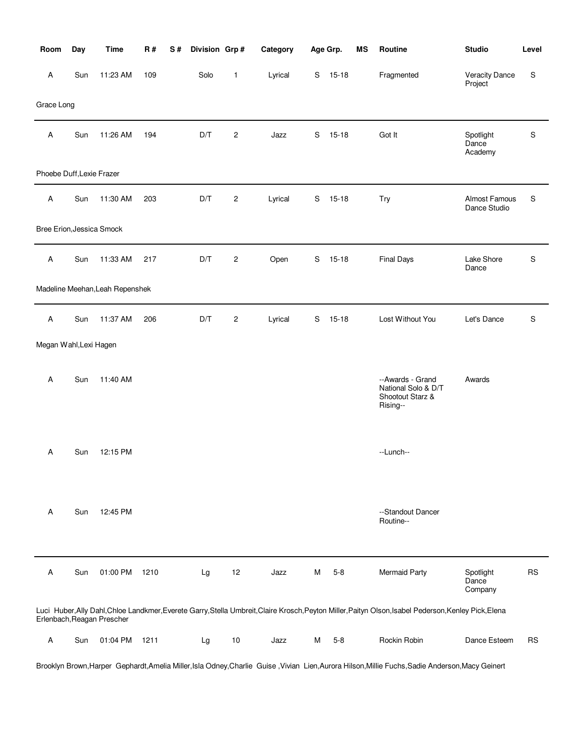| Room | Day | Time | R # | S # | Division | Grp # | Category | Age Grp. | | MS | Routine | Studio | Level |
|---|---|---|---|---|---|---|---|---|---|---|---|---|---|
| A | Sun | 11:23 AM | 109 | | Solo | 1 | Lyrical | S | 15-18 | | Fragmented | Veracity Dance Project | S |
| Grace Long | | | | | | | | | | | | | |
| A | Sun | 11:26 AM | 194 | | D/T | 2 | Jazz | S | 15-18 | | Got It | Spotlight Dance Academy | S |
| Phoebe Duff,Lexie Frazer | | | | | | | | | | | | | |
| A | Sun | 11:30 AM | 203 | | D/T | 2 | Lyrical | S | 15-18 | | Try | Almost Famous Dance Studio | S |
| Bree Erion,Jessica Smock | | | | | | | | | | | | | |
| A | Sun | 11:33 AM | 217 | | D/T | 2 | Open | S | 15-18 | | Final Days | Lake Shore Dance | S |
| Madeline Meehan,Leah Repenshek | | | | | | | | | | | | | |
| A | Sun | 11:37 AM | 206 | | D/T | 2 | Lyrical | S | 15-18 | | Lost Without You | Let's Dance | S |
| Megan Wahl,Lexi Hagen | | | | | | | | | | | | | |
| A | Sun | 11:40 AM | | | | | | | | | --Awards - Grand National Solo & D/T Shootout Starz & Rising-- | Awards | |
| A | Sun | 12:15 PM | | | | | | | | | --Lunch-- | | |
| A | Sun | 12:45 PM | | | | | | | | | --Standout Dancer Routine-- | | |
| A | Sun | 01:00 PM | 1210 | | Lg | 12 | Jazz | M | 5-8 | | Mermaid Party | Spotlight Dance Company | RS |
| Luci Huber,Ally Dahl,Chloe Landkmer,Everete Garry,Stella Umbreit,Claire Krosch,Peyton Miller,Paityn Olson,Isabel Pederson,Kenley Pick,Elena Erlenbach,Reagan Prescher | | | | | | | | | | | | | |
| A | Sun | 01:04 PM | 1211 | | Lg | 10 | Jazz | M | 5-8 | | Rockin Robin | Dance Esteem | RS |
| Brooklyn Brown,Harper Gephardt,Amelia Miller,Isla Odney,Charlie Guise ,Vivian Lien,Aurora Hilson,Millie Fuchs,Sadie Anderson,Macy Geinert | | | | | | | | | | | | | |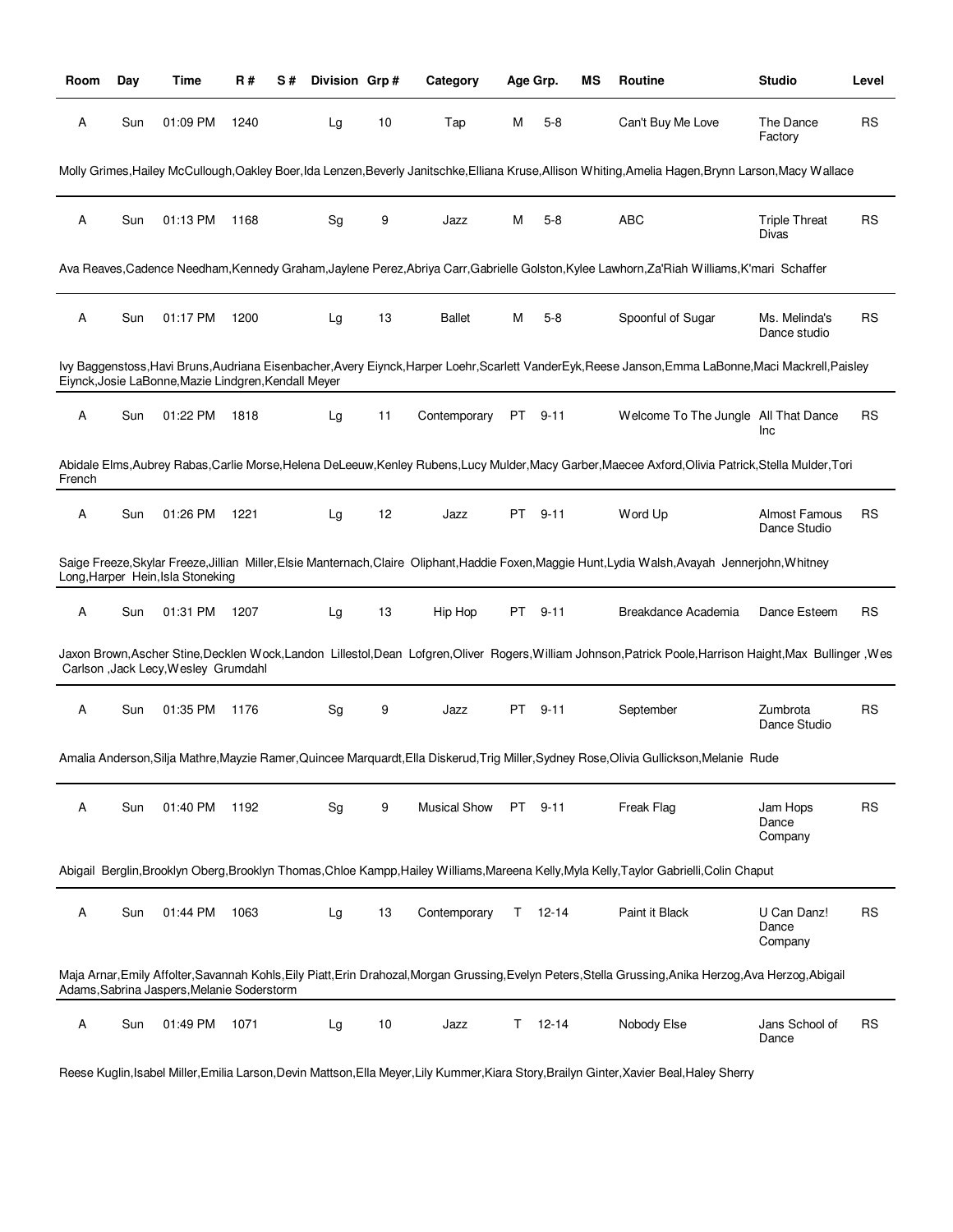| Room | Day | Time | R # | S # | Division | Grp # | Category | Age Grp. | | MS | Routine | Studio | Level |
|---|---|---|---|---|---|---|---|---|---|---|---|---|---|
| A | Sun | 01:09 PM | 1240 | | Lg | 10 | Tap | M | 5-8 | | Can't Buy Me Love | The Dance Factory | RS |

Molly Grimes,Hailey McCullough,Oakley Boer,Ida Lenzen,Beverly Janitschke,Elliana Kruse,Allison Whiting,Amelia Hagen,Brynn Larson,Macy Wallace

| Room | Day | Time | R # | S # | Division | Grp # | Category | Age Grp. | | MS | Routine | Studio | Level |
|---|---|---|---|---|---|---|---|---|---|---|---|---|---|
| A | Sun | 01:13 PM | 1168 | | Sg | 9 | Jazz | M | 5-8 | | ABC | Triple Threat Divas | RS |

Ava Reaves,Cadence Needham,Kennedy Graham,Jaylene Perez,Abriya Carr,Gabrielle Golston,Kylee Lawhorn,Za'Riah Williams,K'mari Schaffer

| Room | Day | Time | R # | S # | Division | Grp # | Category | Age Grp. | | MS | Routine | Studio | Level |
|---|---|---|---|---|---|---|---|---|---|---|---|---|---|
| A | Sun | 01:17 PM | 1200 | | Lg | 13 | Ballet | M | 5-8 | | Spoonful of Sugar | Ms. Melinda's Dance studio | RS |

Ivy Baggenstoss,Havi Bruns,Audriana Eisenbacher,Avery Eiynck,Harper Loehr,Scarlett VanderEyk,Reese Janson,Emma LaBonne,Maci Mackrell,Paisley Eiynck,Josie LaBonne,Mazie Lindgren,Kendall Meyer

| Room | Day | Time | R # | S # | Division | Grp # | Category | Age Grp. | | MS | Routine | Studio | Level |
|---|---|---|---|---|---|---|---|---|---|---|---|---|---|
| A | Sun | 01:22 PM | 1818 | | Lg | 11 | Contemporary | PT | 9-11 | | Welcome To The Jungle | All That Dance Inc | RS |

Abidale Elms,Aubrey Rabas,Carlie Morse,Helena DeLeeuw,Kenley Rubens,Lucy Mulder,Macy Garber,Maecee Axford,Olivia Patrick,Stella Mulder,Tori French

| Room | Day | Time | R # | S # | Division | Grp # | Category | Age Grp. | | MS | Routine | Studio | Level |
|---|---|---|---|---|---|---|---|---|---|---|---|---|---|
| A | Sun | 01:26 PM | 1221 | | Lg | 12 | Jazz | PT | 9-11 | | Word Up | Almost Famous Dance Studio | RS |

Saige Freeze,Skylar Freeze,Jillian Miller,Elsie Manternach,Claire Oliphant,Haddie Foxen,Maggie Hunt,Lydia Walsh,Avayah Jennerjohn,Whitney Long,Harper Hein,Isla Stoneking

| Room | Day | Time | R # | S # | Division | Grp # | Category | Age Grp. | | MS | Routine | Studio | Level |
|---|---|---|---|---|---|---|---|---|---|---|---|---|---|
| A | Sun | 01:31 PM | 1207 | | Lg | 13 | Hip Hop | PT | 9-11 | | Breakdance Academia | Dance Esteem | RS |

Jaxon Brown,Ascher Stine,Decklen Wock,Landon Lillestol,Dean Lofgren,Oliver Rogers,William Johnson,Patrick Poole,Harrison Haight,Max Bullinger ,Wes Carlson ,Jack Lecy,Wesley Grumdahl

| Room | Day | Time | R # | S # | Division | Grp # | Category | Age Grp. | | MS | Routine | Studio | Level |
|---|---|---|---|---|---|---|---|---|---|---|---|---|---|
| A | Sun | 01:35 PM | 1176 | | Sg | 9 | Jazz | PT | 9-11 | | September | Zumbrota Dance Studio | RS |

Amalia Anderson,Silja Mathre,Mayzie Ramer,Quincee Marquardt,Ella Diskerud,Trig Miller,Sydney Rose,Olivia Gullickson,Melanie Rude

| Room | Day | Time | R # | S # | Division | Grp # | Category | Age Grp. | | MS | Routine | Studio | Level |
|---|---|---|---|---|---|---|---|---|---|---|---|---|---|
| A | Sun | 01:40 PM | 1192 | | Sg | 9 | Musical Show | PT | 9-11 | | Freak Flag | Jam Hops Dance Company | RS |

Abigail Berglin,Brooklyn Oberg,Brooklyn Thomas,Chloe Kampp,Hailey Williams,Mareena Kelly,Myla Kelly,Taylor Gabrielli,Colin Chaput

| Room | Day | Time | R # | S # | Division | Grp # | Category | Age Grp. | | MS | Routine | Studio | Level |
|---|---|---|---|---|---|---|---|---|---|---|---|---|---|
| A | Sun | 01:44 PM | 1063 | | Lg | 13 | Contemporary | T | 12-14 | | Paint it Black | U Can Danz! Dance Company | RS |

Maja Arnar,Emily Affolter,Savannah Kohls,Eily Piatt,Erin Drahozal,Morgan Grussing,Evelyn Peters,Stella Grussing,Anika Herzog,Ava Herzog,Abigail Adams,Sabrina Jaspers,Melanie Soderstorm

| Room | Day | Time | R # | S # | Division | Grp # | Category | Age Grp. | | MS | Routine | Studio | Level |
|---|---|---|---|---|---|---|---|---|---|---|---|---|---|
| A | Sun | 01:49 PM | 1071 | | Lg | 10 | Jazz | T | 12-14 | | Nobody Else | Jans School of Dance | RS |

Reese Kuglin,Isabel Miller,Emilia Larson,Devin Mattson,Ella Meyer,Lily Kummer,Kiara Story,Brailyn Ginter,Xavier Beal,Haley Sherry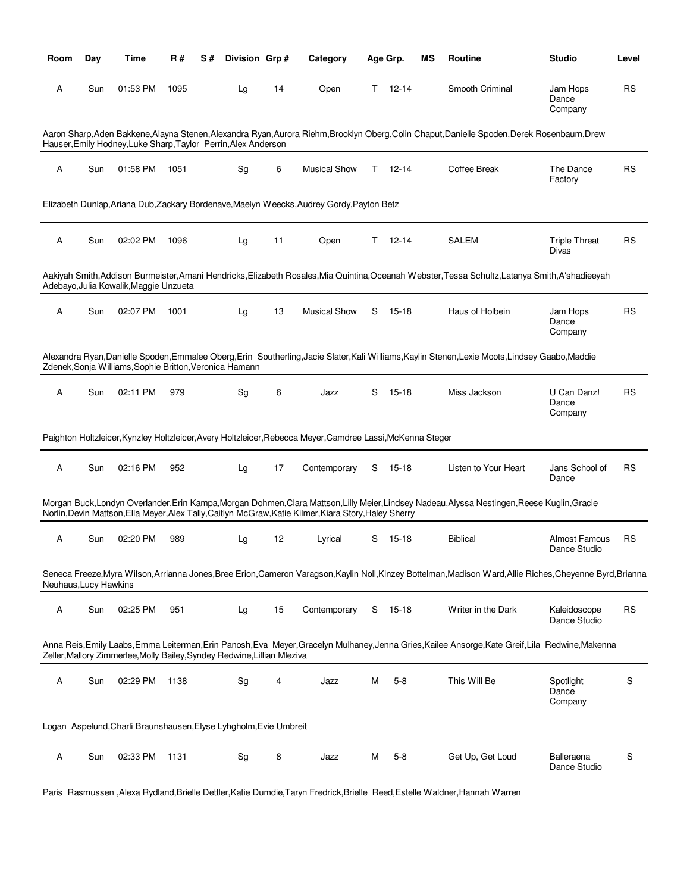| Room | Day | Time | R # | S # | Division | Grp # | Category | Age Grp. | | MS | Routine | Studio | Level |
|---|---|---|---|---|---|---|---|---|---|---|---|---|---|
| A | Sun | 01:53 PM | 1095 | | Lg | 14 | Open | T | 12-14 | | Smooth Criminal | Jam Hops Dance Company | RS |

Aaron Sharp,Aden Bakkene,Alayna Stenen,Alexandra Ryan,Aurora Riehm,Brooklyn Oberg,Colin Chaput,Danielle Spoden,Derek Rosenbaum,Drew Hauser,Emily Hodney,Luke Sharp,Taylor Perrin,Alex Anderson

| Room | Day | Time | R # | S # | Division | Grp # | Category | Age Grp. | | MS | Routine | Studio | Level |
|---|---|---|---|---|---|---|---|---|---|---|---|---|---|
| A | Sun | 01:58 PM | 1051 | | Sg | 6 | Musical Show | T | 12-14 | | Coffee Break | The Dance Factory | RS |

Elizabeth Dunlap,Ariana Dub,Zackary Bordenave,Maelyn Weecks,Audrey Gordy,Payton Betz

| Room | Day | Time | R # | S # | Division | Grp # | Category | Age Grp. | | MS | Routine | Studio | Level |
|---|---|---|---|---|---|---|---|---|---|---|---|---|---|
| A | Sun | 02:02 PM | 1096 | | Lg | 11 | Open | T | 12-14 | | SALEM | Triple Threat Divas | RS |

Aakiyah Smith,Addison Burmeister,Amani Hendricks,Elizabeth Rosales,Mia Quintina,Oceanah Webster,Tessa Schultz,Latanya Smith,A'shadieeyah Adebayo,Julia Kowalik,Maggie Unzueta

| Room | Day | Time | R # | S # | Division | Grp # | Category | Age Grp. | | MS | Routine | Studio | Level |
|---|---|---|---|---|---|---|---|---|---|---|---|---|---|
| A | Sun | 02:07 PM | 1001 | | Lg | 13 | Musical Show | S | 15-18 | | Haus of Holbein | Jam Hops Dance Company | RS |

Alexandra Ryan,Danielle Spoden,Emmalee Oberg,Erin Southerling,Jacie Slater,Kali Williams,Kaylin Stenen,Lexie Moots,Lindsey Gaabo,Maddie Zdenek,Sonja Williams,Sophie Britton,Veronica Hamann

| Room | Day | Time | R # | S # | Division | Grp # | Category | Age Grp. | | MS | Routine | Studio | Level |
|---|---|---|---|---|---|---|---|---|---|---|---|---|---|
| A | Sun | 02:11 PM | 979 | | Sg | 6 | Jazz | S | 15-18 | | Miss Jackson | U Can Danz! Dance Company | RS |

Paighton Holtzleicer,Kynzley Holtzleicer,Avery Holtzleicer,Rebecca Meyer,Camdree Lassi,McKenna Steger

| Room | Day | Time | R # | S # | Division | Grp # | Category | Age Grp. | | MS | Routine | Studio | Level |
|---|---|---|---|---|---|---|---|---|---|---|---|---|---|
| A | Sun | 02:16 PM | 952 | | Lg | 17 | Contemporary | S | 15-18 | | Listen to Your Heart | Jans School of Dance | RS |

Morgan Buck,Londyn Overlander,Erin Kampa,Morgan Dohmen,Clara Mattson,Lilly Meier,Lindsey Nadeau,Alyssa Nestingen,Reese Kuglin,Gracie Norlin,Devin Mattson,Ella Meyer,Alex Tally,Caitlyn McGraw,Katie Kilmer,Kiara Story,Haley Sherry

| Room | Day | Time | R # | S # | Division | Grp # | Category | Age Grp. | | MS | Routine | Studio | Level |
|---|---|---|---|---|---|---|---|---|---|---|---|---|---|
| A | Sun | 02:20 PM | 989 | | Lg | 12 | Lyrical | S | 15-18 | | Biblical | Almost Famous Dance Studio | RS |

Seneca Freeze,Myra Wilson,Arrianna Jones,Bree Erion,Cameron Varagson,Kaylin Noll,Kinzey Bottelman,Madison Ward,Allie Riches,Cheyenne Byrd,Brianna Neuhaus,Lucy Hawkins

| Room | Day | Time | R # | S # | Division | Grp # | Category | Age Grp. | | MS | Routine | Studio | Level |
|---|---|---|---|---|---|---|---|---|---|---|---|---|---|
| A | Sun | 02:25 PM | 951 | | Lg | 15 | Contemporary | S | 15-18 | | Writer in the Dark | Kaleidoscope Dance Studio | RS |

Anna Reis,Emily Laabs,Emma Leiterman,Erin Panosh,Eva Meyer,Gracelyn Mulhaney,Jenna Gries,Kailee Ansorge,Kate Greif,Lila Redwine,Makenna Zeller,Mallory Zimmerlee,Molly Bailey,Syndey Redwine,Lillian Mleziva

| Room | Day | Time | R # | S # | Division | Grp # | Category | Age Grp. | | MS | Routine | Studio | Level |
|---|---|---|---|---|---|---|---|---|---|---|---|---|---|
| A | Sun | 02:29 PM | 1138 | | Sg | 4 | Jazz | M | 5-8 | | This Will Be | Spotlight Dance Company | S |

Logan Aspelund,Charli Braunshausen,Elyse Lyhgholm,Evie Umbreit

| Room | Day | Time | R # | S # | Division | Grp # | Category | Age Grp. | | MS | Routine | Studio | Level |
|---|---|---|---|---|---|---|---|---|---|---|---|---|---|
| A | Sun | 02:33 PM | 1131 | | Sg | 8 | Jazz | M | 5-8 | | Get Up, Get Loud | Balleraena Dance Studio | S |

Paris Rasmussen ,Alexa Rydland,Brielle Dettler,Katie Dumdie,Taryn Fredrick,Brielle Reed,Estelle Waldner,Hannah Warren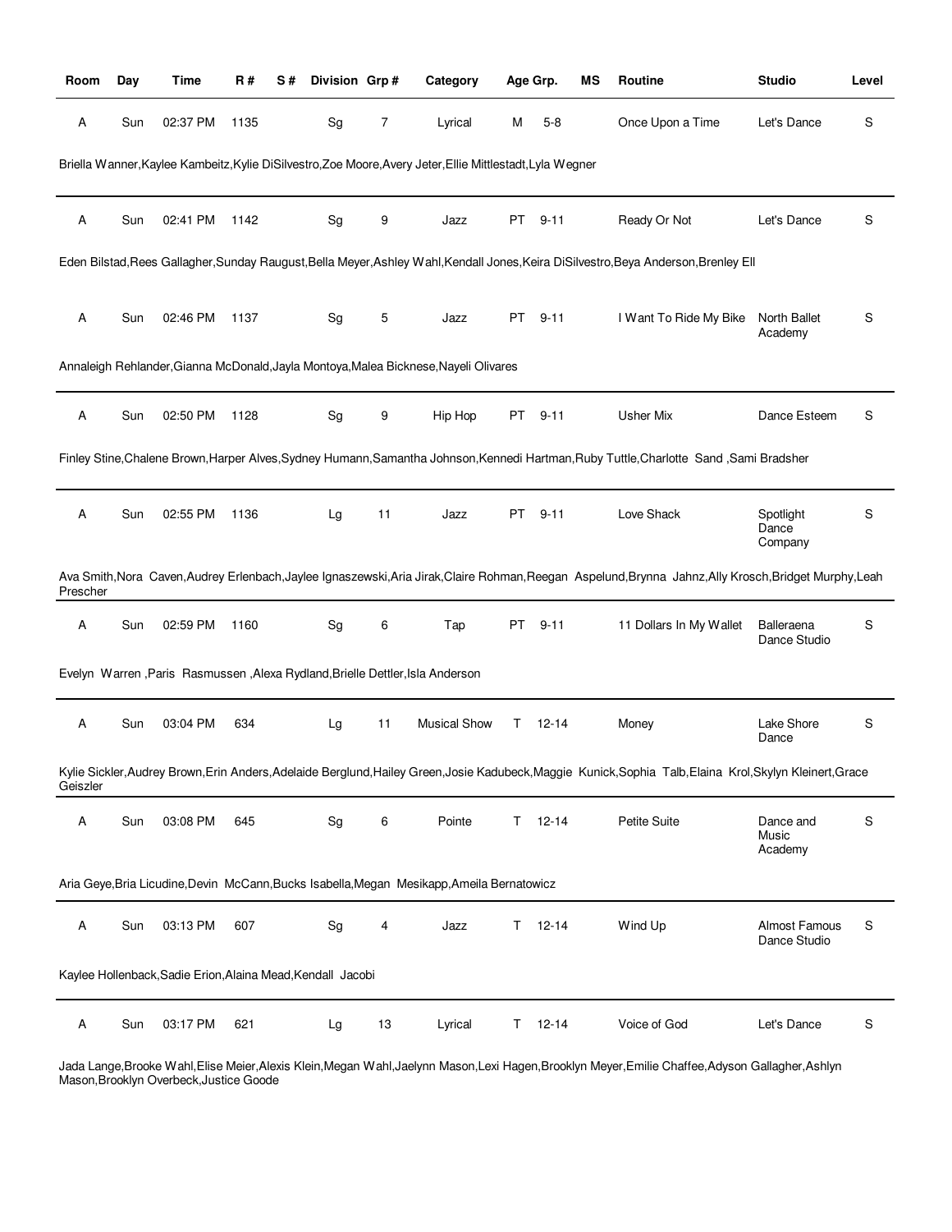| Room | Day | Time | R # | S # | Division | Grp # | Category | Age Grp. | | MS | Routine | Studio | Level |
|---|---|---|---|---|---|---|---|---|---|---|---|---|---|
| A | Sun | 02:37 PM | 1135 | | Sg | 7 | Lyrical | M | 5-8 | | Once Upon a Time | Let's Dance | S |

Briella Wanner,Kaylee Kambeitz,Kylie DiSilvestro,Zoe Moore,Avery Jeter,Ellie Mittlestadt,Lyla Wegner

| Room | Day | Time | R # | S # | Division | Grp # | Category | Age Grp. | | MS | Routine | Studio | Level |
|---|---|---|---|---|---|---|---|---|---|---|---|---|---|
| A | Sun | 02:41 PM | 1142 | | Sg | 9 | Jazz | PT | 9-11 | | Ready Or Not | Let's Dance | S |

Eden Bilstad,Rees Gallagher,Sunday Raugust,Bella Meyer,Ashley Wahl,Kendall Jones,Keira DiSilvestro,Beya Anderson,Brenley Ell

| Room | Day | Time | R # | S # | Division | Grp # | Category | Age Grp. | | MS | Routine | Studio | Level |
|---|---|---|---|---|---|---|---|---|---|---|---|---|---|
| A | Sun | 02:46 PM | 1137 | | Sg | 5 | Jazz | PT | 9-11 | | I Want To Ride My Bike | North Ballet Academy | S |

Annaleigh Rehlander,Gianna McDonald,Jayla Montoya,Malea Bicknese,Nayeli Olivares

| Room | Day | Time | R # | S # | Division | Grp # | Category | Age Grp. | | MS | Routine | Studio | Level |
|---|---|---|---|---|---|---|---|---|---|---|---|---|---|
| A | Sun | 02:50 PM | 1128 | | Sg | 9 | Hip Hop | PT | 9-11 | | Usher Mix | Dance Esteem | S |

Finley Stine,Chalene Brown,Harper Alves,Sydney Humann,Samantha Johnson,Kennedi Hartman,Ruby Tuttle,Charlotte Sand ,Sami Bradsher

| Room | Day | Time | R # | S # | Division | Grp # | Category | Age Grp. | | MS | Routine | Studio | Level |
|---|---|---|---|---|---|---|---|---|---|---|---|---|---|
| A | Sun | 02:55 PM | 1136 | | Lg | 11 | Jazz | PT | 9-11 | | Love Shack | Spotlight Dance Company | S |

Ava Smith,Nora Caven,Audrey Erlenbach,Jaylee Ignaszewski,Aria Jirak,Claire Rohman,Reegan Aspelund,Brynna Jahnz,Ally Krosch,Bridget Murphy,Leah Prescher

| Room | Day | Time | R # | S # | Division | Grp # | Category | Age Grp. | | MS | Routine | Studio | Level |
|---|---|---|---|---|---|---|---|---|---|---|---|---|---|
| A | Sun | 02:59 PM | 1160 | | Sg | 6 | Tap | PT | 9-11 | | 11 Dollars In My Wallet | Balleraena Dance Studio | S |

Evelyn Warren ,Paris Rasmussen ,Alexa Rydland,Brielle Dettler,Isla Anderson

| Room | Day | Time | R # | S # | Division | Grp # | Category | Age Grp. | | MS | Routine | Studio | Level |
|---|---|---|---|---|---|---|---|---|---|---|---|---|---|
| A | Sun | 03:04 PM | 634 | | Lg | 11 | Musical Show | T | 12-14 | | Money | Lake Shore Dance | S |

Kylie Sickler,Audrey Brown,Erin Anders,Adelaide Berglund,Hailey Green,Josie Kadubeck,Maggie Kunick,Sophia Talb,Elaina Krol,Skylyn Kleinert,Grace Geiszler

| Room | Day | Time | R # | S # | Division | Grp # | Category | Age Grp. | | MS | Routine | Studio | Level |
|---|---|---|---|---|---|---|---|---|---|---|---|---|---|
| A | Sun | 03:08 PM | 645 | | Sg | 6 | Pointe | T | 12-14 | | Petite Suite | Dance and Music Academy | S |

Aria Geye,Bria Licudine,Devin McCann,Bucks Isabella,Megan Mesikapp,Ameila Bernatowicz

| Room | Day | Time | R # | S # | Division | Grp # | Category | Age Grp. | | MS | Routine | Studio | Level |
|---|---|---|---|---|---|---|---|---|---|---|---|---|---|
| A | Sun | 03:13 PM | 607 | | Sg | 4 | Jazz | T | 12-14 | | Wind Up | Almost Famous Dance Studio | S |

Kaylee Hollenback,Sadie Erion,Alaina Mead,Kendall Jacobi

| Room | Day | Time | R # | S # | Division | Grp # | Category | Age Grp. | | MS | Routine | Studio | Level |
|---|---|---|---|---|---|---|---|---|---|---|---|---|---|
| A | Sun | 03:17 PM | 621 | | Lg | 13 | Lyrical | T | 12-14 | | Voice of God | Let's Dance | S |

Jada Lange,Brooke Wahl,Elise Meier,Alexis Klein,Megan Wahl,Jaelynn Mason,Lexi Hagen,Brooklyn Meyer,Emilie Chaffee,Adyson Gallagher,Ashlyn Mason,Brooklyn Overbeck,Justice Goode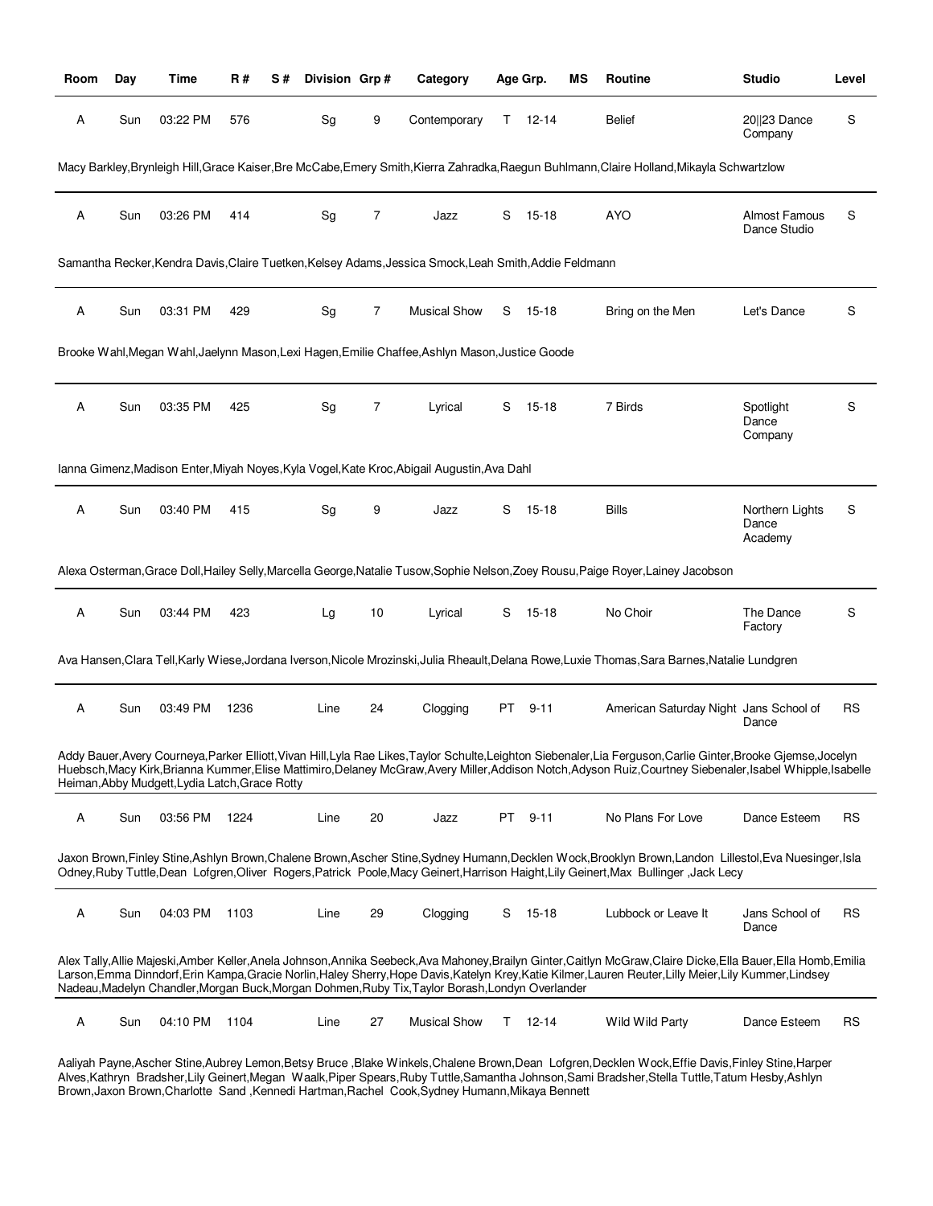| Room | Day | Time | R # | S # | Division | Grp # | Category | Age Grp. | MS | Routine | Studio | Level |
|---|---|---|---|---|---|---|---|---|---|---|---|---|
| A | Sun | 03:22 PM | 576 | | Sg | 9 | Contemporary | T 12-14 | | Belief | 20\|\|23 Dance Company | S |
| Macy Barkley,Brynleigh Hill,Grace Kaiser,Bre McCabe,Emery Smith,Kierra Zahradka,Raegun Buhlmann,Claire Holland,Mikayla Schwartzlow | | | | | | | | | | | | |
| A | Sun | 03:26 PM | 414 | | Sg | 7 | Jazz | S 15-18 | | AYO | Almost Famous Dance Studio | S |
| Samantha Recker,Kendra Davis,Claire Tuetken,Kelsey Adams,Jessica Smock,Leah Smith,Addie Feldmann | | | | | | | | | | | | |
| A | Sun | 03:31 PM | 429 | | Sg | 7 | Musical Show | S 15-18 | | Bring on the Men | Let's Dance | S |
| Brooke Wahl,Megan Wahl,Jaelynn Mason,Lexi Hagen,Emilie Chaffee,Ashlyn Mason,Justice Goode | | | | | | | | | | | | |
| A | Sun | 03:35 PM | 425 | | Sg | 7 | Lyrical | S 15-18 | | 7 Birds | Spotlight Dance Company | S |
| Ianna Gimenz,Madison Enter,Miyah Noyes,Kyla Vogel,Kate Kroc,Abigail Augustin,Ava Dahl | | | | | | | | | | | | |
| A | Sun | 03:40 PM | 415 | | Sg | 9 | Jazz | S 15-18 | | Bills | Northern Lights Dance Academy | S |
| Alexa Osterman,Grace Doll,Hailey Selly,Marcella George,Natalie Tusow,Sophie Nelson,Zoey Rousu,Paige Royer,Lainey Jacobson | | | | | | | | | | | | |
| A | Sun | 03:44 PM | 423 | | Lg | 10 | Lyrical | S 15-18 | | No Choir | The Dance Factory | S |
| Ava Hansen,Clara Tell,Karly Wiese,Jordana Iverson,Nicole Mrozinski,Julia Rheault,Delana Rowe,Luxie Thomas,Sara Barnes,Natalie Lundgren | | | | | | | | | | | | |
| A | Sun | 03:49 PM | 1236 | | Line | 24 | Clogging | PT 9-11 | | American Saturday Night | Jans School of Dance | RS |
| Addy Bauer,Avery Courneya,Parker Elliott,Vivan Hill,Lyla Rae Likes,Taylor Schulte,Leighton Siebenaler,Lia Ferguson,Carlie Ginter,Brooke Gjemse,Jocelyn Huebsch,Macy Kirk,Brianna Kummer,Elise Mattimiro,Delaney McGraw,Avery Miller,Addison Notch,Adyson Ruiz,Courtney Siebenaler,Isabel Whipple,Isabelle Heiman,Abby Mudgett,Lydia Latch,Grace Rotty | | | | | | | | | | | | |
| A | Sun | 03:56 PM | 1224 | | Line | 20 | Jazz | PT 9-11 | | No Plans For Love | Dance Esteem | RS |
| Jaxon Brown,Finley Stine,Ashlyn Brown,Chalene Brown,Ascher Stine,Sydney Humann,Decklen Wock,Brooklyn Brown,Landon Lillestol,Eva Nuesinger,Isla Odney,Ruby Tuttle,Dean Lofgren,Oliver Rogers,Patrick Poole,Macy Geinert,Harrison Haight,Lily Geinert,Max Bullinger ,Jack Lecy | | | | | | | | | | | | |
| A | Sun | 04:03 PM | 1103 | | Line | 29 | Clogging | S 15-18 | | Lubbock or Leave It | Jans School of Dance | RS |
| Alex Tally,Allie Majeski,Amber Keller,Anela Johnson,Annika Seebeck,Ava Mahoney,Brailyn Ginter,Caitlyn McGraw,Claire Dicke,Ella Bauer,Ella Homb,Emilia Larson,Emma Dinndorf,Erin Kampa,Gracie Norlin,Haley Sherry,Hope Davis,Katelyn Krey,Katie Kilmer,Lauren Reuter,Lilly Meier,Lily Kummer,Lindsey Nadeau,Madelyn Chandler,Morgan Buck,Morgan Dohmen,Ruby Tix,Taylor Borash,Londyn Overlander | | | | | | | | | | | | |
| A | Sun | 04:10 PM | 1104 | | Line | 27 | Musical Show | T 12-14 | | Wild Wild Party | Dance Esteem | RS |
| Aaliyah Payne,Ascher Stine,Aubrey Lemon,Betsy Bruce ,Blake Winkels,Chalene Brown,Dean Lofgren,Decklen Wock,Effie Davis,Finley Stine,Harper Alves,Kathryn Bradsher,Lily Geinert,Megan Waalk,Piper Spears,Ruby Tuttle,Samantha Johnson,Sami Bradsher,Stella Tuttle,Tatum Hesby,Ashlyn Brown,Jaxon Brown,Charlotte Sand ,Kennedi Hartman,Rachel Cook,Sydney Humann,Mikaya Bennett | | | | | | | | | | | | |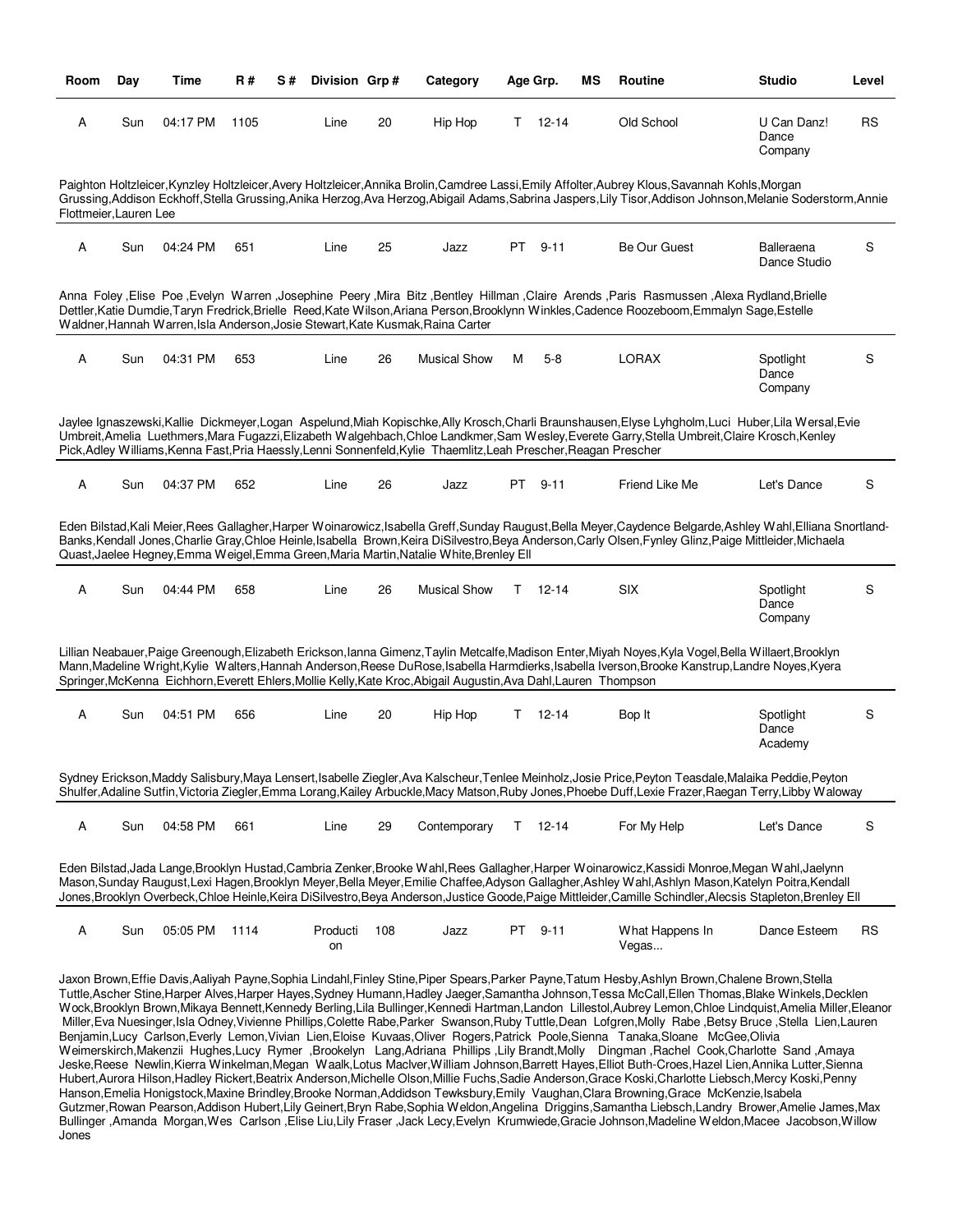| Room | Day | Time | R # | S # | Division | Grp # | Category | Age Grp. | MS | Routine | Studio | Level |
|---|---|---|---|---|---|---|---|---|---|---|---|---|
| A | Sun | 04:17 PM | 1105 | | Line | 20 | Hip Hop | T 12-14 | | Old School | U Can Danz! Dance Company | RS |

Paighton Holtzleicer,Kynzley Holtzleicer,Avery Holtzleicer,Annika Brolin,Camdree Lassi,Emily Affolter,Aubrey Klous,Savannah Kohls,Morgan Grussing,Addison Eckhoff,Stella Grussing,Anika Herzog,Ava Herzog,Abigail Adams,Sabrina Jaspers,Lily Tisor,Addison Johnson,Melanie Soderstorm,Annie Flottmeier,Lauren Lee

| Room | Day | Time | R # | S # | Division | Grp # | Category | Age Grp. | MS | Routine | Studio | Level |
|---|---|---|---|---|---|---|---|---|---|---|---|---|
| A | Sun | 04:24 PM | 651 | | Line | 25 | Jazz | PT 9-11 | | Be Our Guest | Balleraena Dance Studio | S |

Anna Foley ,Elise Poe ,Evelyn Warren ,Josephine Peery ,Mira Bitz ,Bentley Hillman ,Claire Arends ,Paris Rasmussen ,Alexa Rydland,Brielle Dettler,Katie Dumdie,Taryn Fredrick,Brielle Reed,Kate Wilson,Ariana Person,Brooklynn Winkles,Cadence Roozeboom,Emmalyn Sage,Estelle Waldner,Hannah Warren,Isla Anderson,Josie Stewart,Kate Kusmak,Raina Carter

| Room | Day | Time | R # | S # | Division | Grp # | Category | Age Grp. | MS | Routine | Studio | Level |
|---|---|---|---|---|---|---|---|---|---|---|---|---|
| A | Sun | 04:31 PM | 653 | | Line | 26 | Musical Show | M 5-8 | | LORAX | Spotlight Dance Company | S |

Jaylee Ignaszewski,Kallie Dickmeyer,Logan Aspelund,Miah Kopischke,Ally Krosch,Charli Braunshausen,Elyse Lyhgholm,Luci Huber,Lila Wersal,Evie Umbreit,Amelia Luethmers,Mara Fugazzi,Elizabeth Walgehbach,Chloe Landkmer,Sam Wesley,Everete Garry,Stella Umbreit,Claire Krosch,Kenley Pick,Adley Williams,Kenna Fast,Pria Haessly,Lenni Sonnenfeld,Kylie Thaemlitz,Leah Prescher,Reagan Prescher

| Room | Day | Time | R # | S # | Division | Grp # | Category | Age Grp. | MS | Routine | Studio | Level |
|---|---|---|---|---|---|---|---|---|---|---|---|---|
| A | Sun | 04:37 PM | 652 | | Line | 26 | Jazz | PT 9-11 | | Friend Like Me | Let's Dance | S |

Eden Bilstad,Kali Meier,Rees Gallagher,Harper Woinarowicz,Isabella Greff,Sunday Raugust,Bella Meyer,Caydence Belgarde,Ashley Wahl,Elliana Snortland-Banks,Kendall Jones,Charlie Gray,Chloe Heinle,Isabella Brown,Keira DiSilvestro,Beya Anderson,Carly Olsen,Fynley Glinz,Paige Mittleider,Michaela Quast,Jaelee Hegney,Emma Weigel,Emma Green,Maria Martin,Natalie White,Brenley Ell

| Room | Day | Time | R # | S # | Division | Grp # | Category | Age Grp. | MS | Routine | Studio | Level |
|---|---|---|---|---|---|---|---|---|---|---|---|---|
| A | Sun | 04:44 PM | 658 | | Line | 26 | Musical Show | T 12-14 | | SIX | Spotlight Dance Company | S |

Lillian Neabauer,Paige Greenough,Elizabeth Erickson,Ianna Gimenz,Taylin Metcalfe,Madison Enter,Miyah Noyes,Kyla Vogel,Bella Willaert,Brooklyn Mann,Madeline Wright,Kylie Walters,Hannah Anderson,Reese DuRose,Isabella Harmdierks,Isabella Iverson,Brooke Kanstrup,Landre Noyes,Kyera Springer,McKenna Eichhorn,Everett Ehlers,Mollie Kelly,Kate Kroc,Abigail Augustin,Ava Dahl,Lauren Thompson

| Room | Day | Time | R # | S # | Division | Grp # | Category | Age Grp. | MS | Routine | Studio | Level |
|---|---|---|---|---|---|---|---|---|---|---|---|---|
| A | Sun | 04:51 PM | 656 | | Line | 20 | Hip Hop | T 12-14 | | Bop It | Spotlight Dance Academy | S |

Sydney Erickson,Maddy Salisbury,Maya Lensert,Isabelle Ziegler,Ava Kalscheur,Tenlee Meinholz,Josie Price,Peyton Teasdale,Malaika Peddie,Peyton Shulfer,Adaline Sutfin,Victoria Ziegler,Emma Lorang,Kailey Arbuckle,Macy Matson,Ruby Jones,Phoebe Duff,Lexie Frazer,Raegan Terry,Libby Waloway

| Room | Day | Time | R # | S # | Division | Grp # | Category | Age Grp. | MS | Routine | Studio | Level |
|---|---|---|---|---|---|---|---|---|---|---|---|---|
| A | Sun | 04:58 PM | 661 | | Line | 29 | Contemporary | T 12-14 | | For My Help | Let's Dance | S |

Eden Bilstad,Jada Lange,Brooklyn Hustad,Cambria Zenker,Brooke Wahl,Rees Gallagher,Harper Woinarowicz,Kassidi Monroe,Megan Wahl,Jaelynn Mason,Sunday Raugust,Lexi Hagen,Brooklyn Meyer,Bella Meyer,Emilie Chaffee,Adyson Gallagher,Ashley Wahl,Ashlyn Mason,Katelyn Poitra,Kendall Jones,Brooklyn Overbeck,Chloe Heinle,Keira DiSilvestro,Beya Anderson,Justice Goode,Paige Mittleider,Camille Schindler,Alecsis Stapleton,Brenley Ell

| Room | Day | Time | R # | S # | Division | Grp # | Category | Age Grp. | MS | Routine | Studio | Level |
|---|---|---|---|---|---|---|---|---|---|---|---|---|
| A | Sun | 05:05 PM | 1114 | | Production | 108 | Jazz | PT 9-11 | | What Happens In Vegas... | Dance Esteem | RS |

Jaxon Brown,Effie Davis,Aaliyah Payne,Sophia Lindahl,Finley Stine,Piper Spears,Parker Payne,Tatum Hesby,Ashlyn Brown,Chalene Brown,Stella Tuttle,Ascher Stine,Harper Alves,Harper Hayes,Sydney Humann,Hadley Jaeger,Samantha Johnson,Tessa McCall,Ellen Thomas,Blake Winkels,Decklen Wock,Brooklyn Brown,Mikaya Bennett,Kennedy Berling,Lila Bullinger,Kennedi Hartman,Landon Lillestol,Aubrey Lemon,Chloe Lindquist,Amelia Miller,Eleanor Miller,Eva Nuesinger,Isla Odney,Vivienne Phillips,Colette Rabe,Parker Swanson,Ruby Tuttle,Dean Lofgren,Molly Rabe ,Betsy Bruce ,Stella Lien,Lauren Benjamin,Lucy Carlson,Everly Lemon,Vivian Lien,Eloise Kuvaas,Oliver Rogers,Patrick Poole,Sienna Tanaka,Sloane McGee,Olivia Weimerskirch,Makenzii Hughes,Lucy Rymer ,Brookelyn Lang,Adriana Phillips ,Lily Brandt,Molly Dingman ,Rachel Cook,Charlotte Sand ,Amaya Jeske,Reese Newlin,Kierra Winkelman,Megan Waalk,Lotus MacIver,William Johnson,Barrett Hayes,Elliot Buth-Croes,Hazel Lien,Annika Lutter,Sienna Hubert,Aurora Hilson,Hadley Rickert,Beatrix Anderson,Michelle Olson,Millie Fuchs,Sadie Anderson,Grace Koski,Charlotte Liebsch,Mercy Koski,Penny Hanson,Emelia Honigstock,Maxine Brindley,Brooke Norman,Addidson Tewksbury,Emily Vaughan,Clara Browning,Grace McKenzie,Isabela Gutzmer,Rowan Pearson,Addison Hubert,Lily Geinert,Bryn Rabe,Sophia Weldon,Angelina Driggins,Samantha Liebsch,Landry Brower,Amelie James,Max Bullinger ,Amanda Morgan,Wes Carlson ,Elise Liu,Lily Fraser ,Jack Lecy,Evelyn Krumwiede,Gracie Johnson,Madeline Weldon,Macee Jacobson,Willow Jones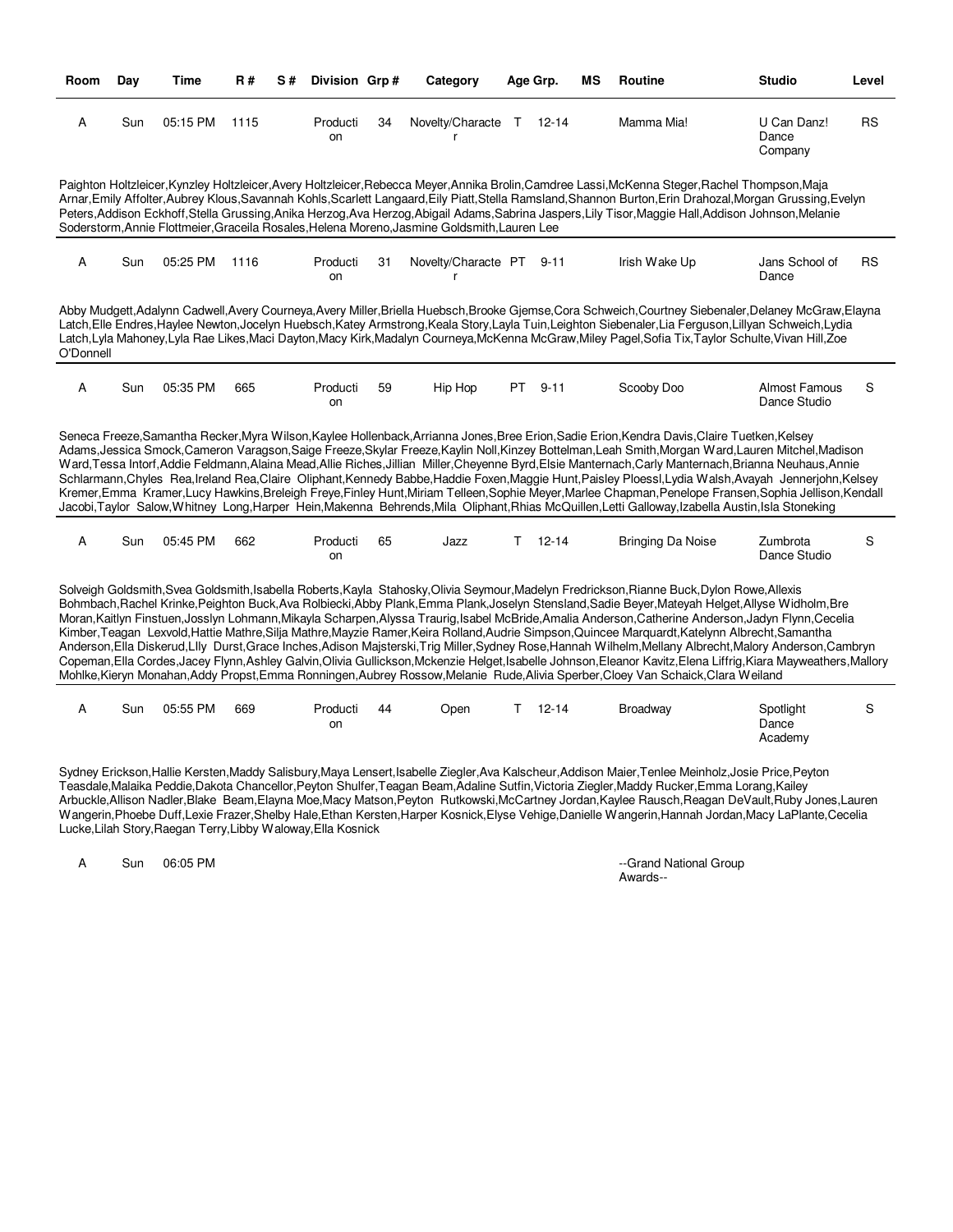| Room | Day | Time | R # | S # | Division | Grp # | Category | Age Grp. | | MS | Routine | Studio | Level |
|---|---|---|---|---|---|---|---|---|---|---|---|---|---|
| A | Sun | 05:15 PM | 1115 | | Production | 34 | Novelty/Character | T | 12-14 | | Mamma Mia! | U Can Danz! Dance Company | RS |

Paighton Holtzleicer,Kynzley Holtzleicer,Avery Holtzleicer,Rebecca Meyer,Annika Brolin,Camdree Lassi,McKenna Steger,Rachel Thompson,Maja Arnar,Emily Affolter,Aubrey Klous,Savannah Kohls,Scarlett Langaard,Eily Piatt,Stella Ramsland,Shannon Burton,Erin Drahozal,Morgan Grussing,Evelyn Peters,Addison Eckhoff,Stella Grussing,Anika Herzog,Ava Herzog,Abigail Adams,Sabrina Jaspers,Lily Tisor,Maggie Hall,Addison Johnson,Melanie Soderstorm,Annie Flottmeier,Graceila Rosales,Helena Moreno,Jasmine Goldsmith,Lauren Lee

| Room | Day | Time | R # | S # | Division | Grp # | Category | Age Grp. | | MS | Routine | Studio | Level |
|---|---|---|---|---|---|---|---|---|---|---|---|---|---|
| A | Sun | 05:25 PM | 1116 | | Production | 31 | Novelty/Character | PT | 9-11 | | Irish Wake Up | Jans School of Dance | RS |

Abby Mudgett,Adalynn Cadwell,Avery Courneya,Avery Miller,Briella Huebsch,Brooke Gjemse,Cora Schweich,Courtney Siebenaler,Delaney McGraw,Elayna Latch,Elle Endres,Haylee Newton,Jocelyn Huebsch,Katey Armstrong,Keala Story,Layla Tuin,Leighton Siebenaler,Lia Ferguson,Lillyan Schweich,Lydia Latch,Lyla Mahoney,Lyla Rae Likes,Maci Dayton,Macy Kirk,Madalyn Courneya,McKenna McGraw,Miley Pagel,Sofia Tix,Taylor Schulte,Vivan Hill,Zoe O'Donnell

| Room | Day | Time | R # | S # | Division | Grp # | Category | Age Grp. | | MS | Routine | Studio | Level |
|---|---|---|---|---|---|---|---|---|---|---|---|---|---|
| A | Sun | 05:35 PM | 665 | | Production | 59 | Hip Hop | PT | 9-11 | | Scooby Doo | Almost Famous Dance Studio | S |

Seneca Freeze,Samantha Recker,Myra Wilson,Kaylee Hollenback,Arrianna Jones,Bree Erion,Sadie Erion,Kendra Davis,Claire Tuetken,Kelsey Adams,Jessica Smock,Cameron Varagson,Saige Freeze,Skylar Freeze,Kaylin Noll,Kinzey Bottelman,Leah Smith,Morgan Ward,Lauren Mitchel,Madison Ward,Tessa Intorf,Addie Feldmann,Alaina Mead,Allie Riches,Jillian Miller,Cheyenne Byrd,Elsie Manternach,Carly Manternach,Brianna Neuhaus,Annie Schlarmann,Chyles Rea,Ireland Rea,Claire Oliphant,Kennedy Babbe,Haddie Foxen,Maggie Hunt,Paisley Ploessl,Lydia Walsh,Avayah Jennerjohn,Kelsey Kremer,Emma Kramer,Lucy Hawkins,Breleigh Freye,Finley Hunt,Miriam Telleen,Sophie Meyer,Marlee Chapman,Penelope Fransen,Sophia Jellison,Kendall Jacobi,Taylor Salow,Whitney Long,Harper Hein,Makenna Behrends,Mila Oliphant,Rhias McQuillen,Letti Galloway,Izabella Austin,Isla Stoneking

| Room | Day | Time | R # | S # | Division | Grp # | Category | Age Grp. | | MS | Routine | Studio | Level |
|---|---|---|---|---|---|---|---|---|---|---|---|---|---|
| A | Sun | 05:45 PM | 662 | | Production | 65 | Jazz | T | 12-14 | | Bringing Da Noise | Zumbrota Dance Studio | S |

Solveigh Goldsmith,Svea Goldsmith,Isabella Roberts,Kayla Stahosky,Olivia Seymour,Madelyn Fredrickson,Rianne Buck,Dylon Rowe,Allexis Bohmbach,Rachel Krinke,Peighton Buck,Ava Rolbiecki,Abby Plank,Emma Plank,Joselyn Stensland,Sadie Beyer,Mateyah Helget,Allyse Widholm,Bre Moran,Kaitlyn Finstuen,Josslyn Lohmann,Mikayla Scharpen,Alyssa Traurig,Isabel McBride,Amalia Anderson,Catherine Anderson,Jadyn Flynn,Cecelia Kimber,Teagan Lexvold,Hattie Mathre,Silja Mathre,Mayzie Ramer,Keira Rolland,Audrie Simpson,Quincee Marquardt,Katelynn Albrecht,Samantha Anderson,Ella Diskerud,LIly Durst,Grace Inches,Adison Majsterski,Trig Miller,Sydney Rose,Hannah Wilhelm,Mellany Albrecht,Malory Anderson,Cambryn Copeman,Ella Cordes,Jacey Flynn,Ashley Galvin,Olivia Gullickson,Mckenzie Helget,Isabelle Johnson,Eleanor Kavitz,Elena Liffrig,Kiara Mayweathers,Mallory Mohlke,Kieryn Monahan,Addy Propst,Emma Ronningen,Aubrey Rossow,Melanie Rude,Alivia Sperber,Cloey Van Schaick,Clara Weiland

| Room | Day | Time | R # | S # | Division | Grp # | Category | Age Grp. | | MS | Routine | Studio | Level |
|---|---|---|---|---|---|---|---|---|---|---|---|---|---|
| A | Sun | 05:55 PM | 669 | | Production | 44 | Open | T | 12-14 | | Broadway | Spotlight Dance Academy | S |

Sydney Erickson,Hallie Kersten,Maddy Salisbury,Maya Lensert,Isabelle Ziegler,Ava Kalscheur,Addison Maier,Tenlee Meinholz,Josie Price,Peyton Teasdale,Malaika Peddie,Dakota Chancellor,Peyton Shulfer,Teagan Beam,Adaline Sutfin,Victoria Ziegler,Maddy Rucker,Emma Lorang,Kailey Arbuckle,Allison Nadler,Blake Beam,Elayna Moe,Macy Matson,Peyton Rutkowski,McCartney Jordan,Kaylee Rausch,Reagan DeVault,Ruby Jones,Lauren Wangerin,Phoebe Duff,Lexie Frazer,Shelby Hale,Ethan Kersten,Harper Kosnick,Elyse Vehige,Danielle Wangerin,Hannah Jordan,Macy LaPlante,Cecelia Lucke,Lilah Story,Raegan Terry,Libby Waloway,Ella Kosnick

| Room | Day | Time | R # | S # | Division | Grp # | Category | Age Grp. | | MS | Routine | Studio | Level |
|---|---|---|---|---|---|---|---|---|---|---|---|---|---|
| A | Sun | 06:05 PM | | | | | | | | | --Grand National Group Awards-- | | |